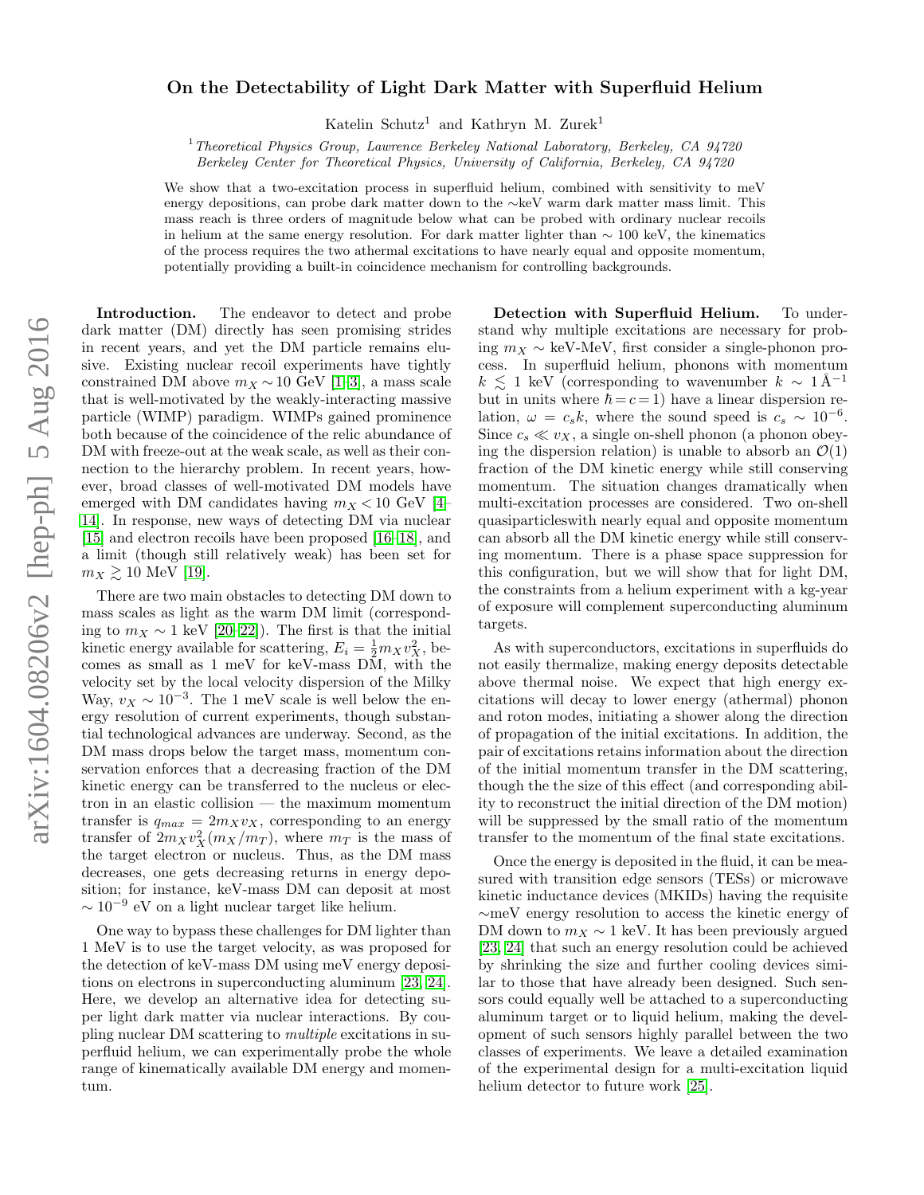# On the Detectability of Light Dark Matter with Superfluid Helium

Katelin Schutz[1] and Kathryn M. Zurek[1]

[1] *Theoretical Physics Group, Lawrence Berkeley National Laboratory, Berkeley, CA 94720*
*Berkeley Center for Theoretical Physics, University of California, Berkeley, CA 94720*

We show that a two-excitation process in superfluid helium, combined with sensitivity to meV energy depositions, can probe dark matter down to the ∼keV warm dark matter mass limit. This mass reach is three orders of magnitude below what can be probed with ordinary nuclear recoils in helium at the same energy resolution. For dark matter lighter than ∼ 100 keV, the kinematics of the process requires the two athermal excitations to have nearly equal and opposite momentum, potentially providing a built-in coincidence mechanism for controlling backgrounds.

**Introduction.** The endeavor to detect and probe dark matter (DM) directly has seen promising strides in recent years, and yet the DM particle remains elusive. Existing nuclear recoil experiments have tightly constrained DM above $m_X \sim 10$ GeV [1–3], a mass scale that is well-motivated by the weakly-interacting massive particle (WIMP) paradigm. WIMPs gained prominence both because of the coincidence of the relic abundance of DM with freeze-out at the weak scale, as well as their connection to the hierarchy problem. In recent years, however, broad classes of well-motivated DM models have emerged with DM candidates having $m_X < 10$ GeV [4–14]. In response, new ways of detecting DM via nuclear [15] and electron recoils have been proposed [16–18], and a limit (though still relatively weak) has been set for $m_X \gtrsim 10$ MeV [19].

There are two main obstacles to detecting DM down to mass scales as light as the warm DM limit (corresponding to $m_X \sim 1$ keV [20–22]). The first is that the initial kinetic energy available for scattering, $E_i = \frac{1}{2} m_X v_X^2$, becomes as small as 1 meV for keV-mass DM, with the velocity set by the local velocity dispersion of the Milky Way, $v_X \sim 10^{-3}$. The 1 meV scale is well below the energy resolution of current experiments, though substantial technological advances are underway. Second, as the DM mass drops below the target mass, momentum conservation enforces that a decreasing fraction of the DM kinetic energy can be transferred to the nucleus or electron in an elastic collision — the maximum momentum transfer is $q_{max} = 2m_X v_X$, corresponding to an energy transfer of $2m_X v_X^2(m_X/m_T)$, where $m_T$ is the mass of the target electron or nucleus. Thus, as the DM mass decreases, one gets decreasing returns in energy deposition; for instance, keV-mass DM can deposit at most $\sim 10^{-9}$ eV on a light nuclear target like helium.

One way to bypass these challenges for DM lighter than 1 MeV is to use the target velocity, as was proposed for the detection of keV-mass DM using meV energy depositions on electrons in superconducting aluminum [23, 24]. Here, we develop an alternative idea for detecting super light dark matter via nuclear interactions. By coupling nuclear DM scattering to *multiple* excitations in superfluid helium, we can experimentally probe the whole range of kinematically available DM energy and momentum.

**Detection with Superfluid Helium.** To understand why multiple excitations are necessary for probing $m_X \sim$ keV-MeV, first consider a single-phonon process. In superfluid helium, phonons with momentum $k \lesssim 1$ keV (corresponding to wavenumber $k \sim 1\,\text{Å}^{-1}$ but in units where $\hbar = c = 1$) have a linear dispersion relation, $\omega = c_s k$, where the sound speed is $c_s \sim 10^{-6}$. Since $c_s \ll v_X$, a single on-shell phonon (a phonon obeying the dispersion relation) is unable to absorb an $\mathcal{O}(1)$ fraction of the DM kinetic energy while still conserving momentum. The situation changes dramatically when multi-excitation processes are considered. Two on-shell quasiparticleswith nearly equal and opposite momentum can absorb all the DM kinetic energy while still conserving momentum. There is a phase space suppression for this configuration, but we will show that for light DM, the constraints from a helium experiment with a kg-year of exposure will complement superconducting aluminum targets.

As with superconductors, excitations in superfluids do not easily thermalize, making energy deposits detectable above thermal noise. We expect that high energy excitations will decay to lower energy (athermal) phonon and roton modes, initiating a shower along the direction of propagation of the initial excitations. In addition, the pair of excitations retains information about the direction of the initial momentum transfer in the DM scattering, though the the size of this effect (and corresponding ability to reconstruct the initial direction of the DM motion) will be suppressed by the small ratio of the momentum transfer to the momentum of the final state excitations.

Once the energy is deposited in the fluid, it can be measured with transition edge sensors (TESs) or microwave kinetic inductance devices (MKIDs) having the requisite ∼meV energy resolution to access the kinetic energy of DM down to $m_X \sim 1$ keV. It has been previously argued [23, 24] that such an energy resolution could be achieved by shrinking the size and further cooling devices similar to those that have already been designed. Such sensors could equally well be attached to a superconducting aluminum target or to liquid helium, making the development of such sensors highly parallel between the two classes of experiments. We leave a detailed examination of the experimental design for a multi-excitation liquid helium detector to future work [25].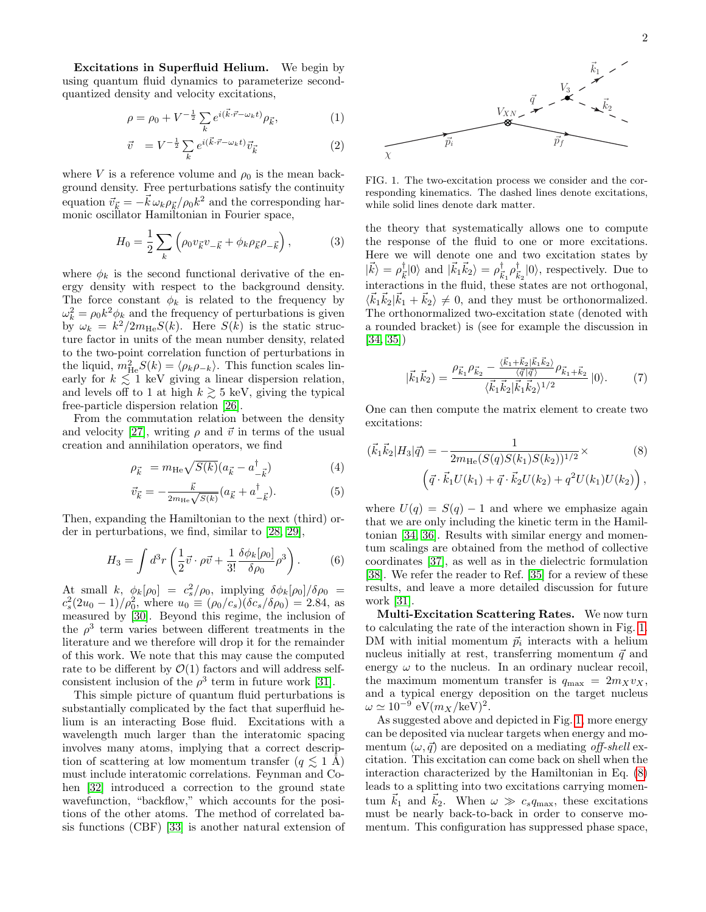**Excitations in Superfluid Helium.** We begin by using quantum fluid dynamics to parameterize second-quantized density and velocity excitations,

$$\rho = \rho_0 + V^{-\frac{1}{2}} \sum_k e^{i(\vec{k}\cdot\vec{r} - \omega_k t)} \rho_{\vec{k}}, \tag{1}$$

$$\vec{v} \;\; = V^{-\frac{1}{2}} \sum_k e^{i(\vec{k}\cdot\vec{r} - \omega_k t)} \vec{v}_{\vec{k}} \tag{2}$$

where $V$ is a reference volume and $\rho_0$ is the mean background density. Free perturbations satisfy the continuity equation $\vec{v}_{\vec{k}} = -\vec{k}\,\omega_k \rho_{\vec{k}}/\rho_0 k^2$ and the corresponding harmonic oscillator Hamiltonian in Fourier space,

$$H_0 = \frac{1}{2} \sum_k \left( \rho_0 v_{\vec{k}} v_{-\vec{k}} + \phi_k \rho_{\vec{k}} \rho_{-\vec{k}} \right), \tag{3}$$

where $\phi_k$ is the second functional derivative of the energy density with respect to the background density. The force constant $\phi_k$ is related to the frequency by $\omega_k^2 = \rho_0 k^2 \phi_k$ and the frequency of perturbations is given by $\omega_k = k^2/2m_{\rm He}S(k)$. Here $S(k)$ is the static structure factor in units of the mean number density, related to the two-point correlation function of perturbations in the liquid, $m_{\rm He}^2 S(k) = \langle \rho_k \rho_{-k} \rangle$. This function scales linearly for $k \lesssim 1$ keV giving a linear dispersion relation, and levels off to 1 at high $k \gtrsim 5$ keV, giving the typical free-particle dispersion relation [26].

From the commutation relation between the density and velocity [27], writing $\rho$ and $\vec{v}$ in terms of the usual creation and annihilation operators, we find

$$\rho_{\vec{k}} \;\; = m_{\rm He}\sqrt{S(k)}(a_{\vec{k}} - a^\dagger_{-\vec{k}}) \tag{4}$$

$$\vec{v}_{\vec{k}} = -\frac{\vec{k}}{2m_{\rm He}\sqrt{S(k)}}(a_{\vec{k}} + a^\dagger_{-\vec{k}}). \tag{5}$$

Then, expanding the Hamiltonian to the next (third) order in perturbations, we find, similar to [28, 29],

$$H_3 = \int d^3r \left( \frac{1}{2}\vec{v}\cdot\rho\vec{v} + \frac{1}{3!}\frac{\delta\phi_k[\rho_0]}{\delta\rho_0}\rho^3 \right). \tag{6}$$

At small $k$, $\phi_k[\rho_0] = c_s^2/\rho_0$, implying $\delta\phi_k[\rho_0]/\delta\rho_0 = c_s^2(2u_0 - 1)/\rho_0^2$, where $u_0 \equiv (\rho_0/c_s)(\delta c_s/\delta\rho_0) = 2.84$, as measured by [30]. Beyond this regime, the inclusion of the $\rho^3$ term varies between different treatments in the literature and we therefore will drop it for the remainder of this work. We note that this may cause the computed rate to be different by $\mathcal{O}(1)$ factors and will address self-consistent inclusion of the $\rho^3$ term in future work [31].

This simple picture of quantum fluid perturbations is substantially complicated by the fact that superfluid helium is an interacting Bose fluid. Excitations with a wavelength much larger than the interatomic spacing involves many atoms, implying that a correct description of scattering at low momentum transfer ($q \lesssim 1$ Å) must include interatomic correlations. Feynman and Cohen [32] introduced a correction to the ground state wavefunction, "backflow," which accounts for the positions of the other atoms. The method of correlated basis functions (CBF) [33] is another natural extension of the theory that systematically allows one to compute the response of the fluid to one or more excitations. Here we will denote one and two excitation states by $|\vec{k}\rangle = \rho^\dagger_{\vec{k}}|0\rangle$ and $|\vec{k}_1\vec{k}_2\rangle = \rho^\dagger_{\vec{k}_1}\rho^\dagger_{\vec{k}_2}|0\rangle$, respectively. Due to interactions in the fluid, these states are not orthogonal, $\langle \vec{k}_1\vec{k}_2|\vec{k}_1 + \vec{k}_2\rangle \neq 0$, and they must be orthonormalized. The orthonormalized two-excitation state (denoted with a rounded bracket) is (see for example the discussion in [34, 35])

$$|\vec{k}_1\vec{k}_2) = \frac{\rho_{\vec{k}_1}\rho_{\vec{k}_2} - \frac{\langle \vec{k}_1+\vec{k}_2|\vec{k}_1\vec{k}_2\rangle}{\langle \vec{q}|\vec{q}\rangle}\rho_{\vec{k}_1+\vec{k}_2}}{\langle \vec{k}_1\vec{k}_2|\vec{k}_1\vec{k}_2\rangle^{1/2}}|0\rangle. \tag{7}$$

One can then compute the matrix element to create two excitations:

$$(\vec{k}_1\vec{k}_2|H_3|\vec{q}) = -\frac{1}{2m_{\rm He}(S(q)S(k_1)S(k_2))^{1/2}} \times \left( \vec{q}\cdot\vec{k}_1 U(k_1) + \vec{q}\cdot\vec{k}_2 U(k_2) + q^2 U(k_1)U(k_2) \right), \tag{8}$$

where $U(q) = S(q) - 1$ and where we emphasize again that we are only including the kinetic term in the Hamiltonian [34, 36]. Results with similar energy and momentum scalings are obtained from the method of collective coordinates [37], as well as in the dielectric formulation [38]. We refer the reader to Ref. [35] for a review of these results, and leave a more detailed discussion for future work [31].

FIG. 1. The two-excitation process we consider and the corresponding kinematics. The dashed lines denote excitations, while solid lines denote dark matter.

**Multi-Excitation Scattering Rates.** We now turn to calculating the rate of the interaction shown in Fig. 1. DM with initial momentum $\vec{p}_i$ interacts with a helium nucleus initially at rest, transferring momentum $\vec{q}$ and energy $\omega$ to the nucleus. In an ordinary nuclear recoil, the maximum momentum transfer is $q_{\rm max} = 2m_X v_X$, and a typical energy deposition on the target nucleus $\omega \simeq 10^{-9}$ eV$(m_X/\text{keV})^2$.

As suggested above and depicted in Fig. 1, more energy can be deposited via nuclear targets when energy and momentum $(\omega, \vec{q})$ are deposited on a mediating *off-shell* excitation. This excitation can come back on shell when the interaction characterized by the Hamiltonian in Eq. (8) leads to a splitting into two excitations carrying momentum $\vec{k}_1$ and $\vec{k}_2$. When $\omega \gg c_s q_{\rm max}$, these excitations must be nearly back-to-back in order to conserve momentum. This configuration has suppressed phase space,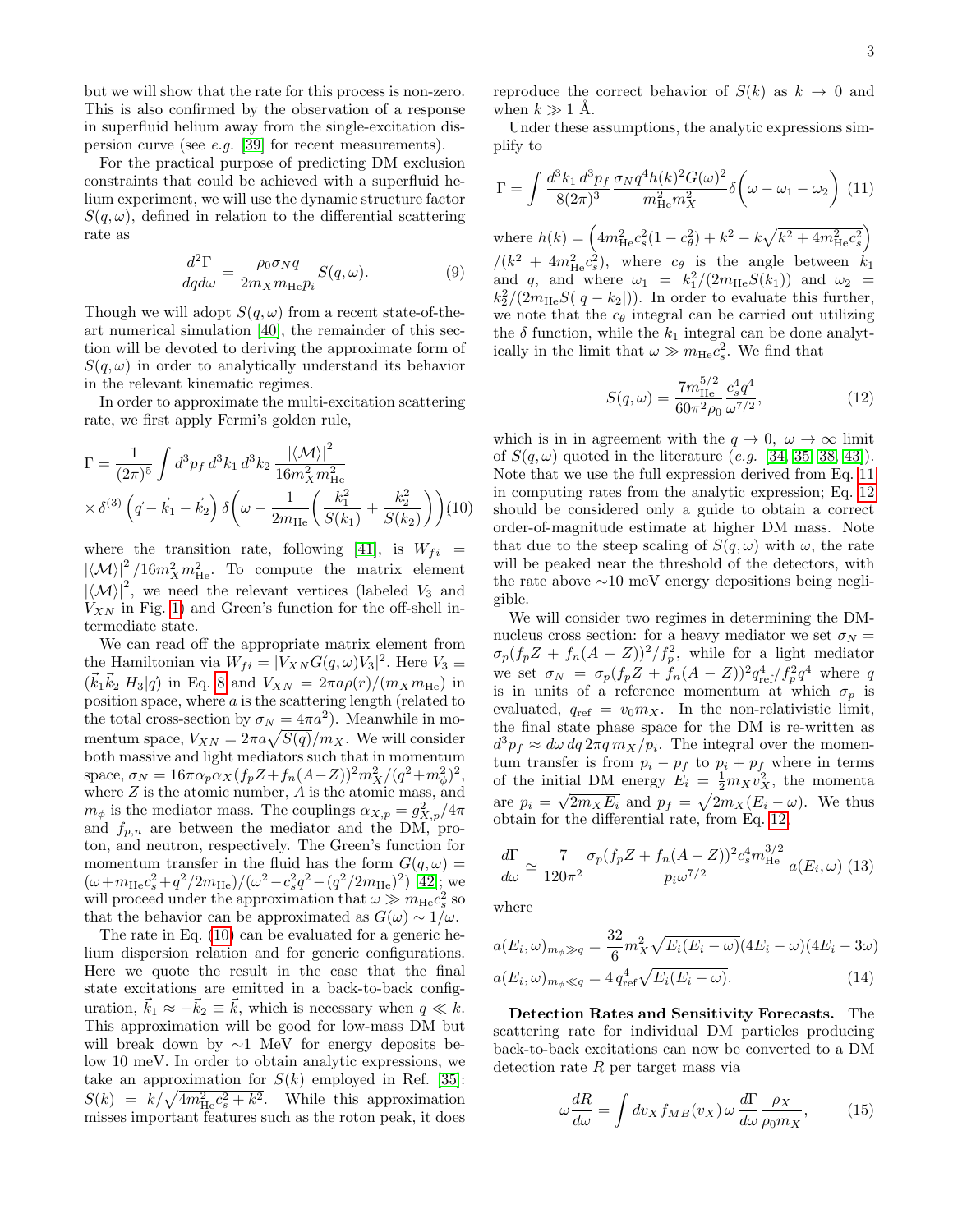but we will show that the rate for this process is non-zero. This is also confirmed by the observation of a response in superfluid helium away from the single-excitation dispersion curve (see *e.g.* [39] for recent measurements).

For the practical purpose of predicting DM exclusion constraints that could be achieved with a superfluid helium experiment, we will use the dynamic structure factor $S(q,\omega)$, defined in relation to the differential scattering rate as

$$\frac{d^2\Gamma}{dq d\omega} = \frac{\rho_0 \sigma_N q}{2 m_X m_{\rm He} p_i} S(q,\omega). \tag{9}$$

Though we will adopt $S(q,\omega)$ from a recent state-of-the-art numerical simulation [40], the remainder of this section will be devoted to deriving the approximate form of $S(q,\omega)$ in order to analytically understand its behavior in the relevant kinematic regimes.

In order to approximate the multi-excitation scattering rate, we first apply Fermi's golden rule,

$$\Gamma = \frac{1}{(2\pi)^5}\int d^3p_f\, d^3k_1\, d^3k_2\, \frac{|\langle\mathcal{M}\rangle|^2}{16 m_X^2 m_{\rm He}^2} \times \delta^{(3)}\left(\vec{q}-\vec{k}_1-\vec{k}_2\right)\delta\left(\omega - \frac{1}{2m_{\rm He}}\left(\frac{k_1^2}{S(k_1)}+\frac{k_2^2}{S(k_2)}\right)\right) \tag{10}$$

where the transition rate, following [41], is $W_{fi} = |\langle\mathcal{M}\rangle|^2/16 m_X^2 m_{\rm He}^2$. To compute the matrix element $|\langle\mathcal{M}\rangle|^2$, we need the relevant vertices (labeled $V_3$ and $V_{XN}$ in Fig. 1) and Green's function for the off-shell intermediate state.

We can read off the appropriate matrix element from the Hamiltonian via $W_{fi} = |V_{XN} G(q,\omega) V_3|^2$. Here $V_3 \equiv (\vec{k}_1\vec{k}_2|H_3|\vec{q})$ in Eq. 8 and $V_{XN} = 2\pi a \rho(r)/(m_X m_{\rm He})$ in position space, where $a$ is the scattering length (related to the total cross-section by $\sigma_N = 4\pi a^2$). Meanwhile in momentum space, $V_{XN} = 2\pi a\sqrt{S(q)}/m_X$. We will consider both massive and light mediators such that in momentum space, $\sigma_N = 16\pi\alpha_p\alpha_X(f_p Z + f_n(A-Z))^2 m_X^2/(q^2+m_\phi^2)^2$, where $Z$ is the atomic number, $A$ is the atomic mass, and $m_\phi$ is the mediator mass. The couplings $\alpha_{X,p} = g_{X,p}^2/4\pi$ and $f_{p,n}$ are between the mediator and the DM, proton, and neutron, respectively. The Green's function for momentum transfer in the fluid has the form $G(q,\omega) = (\omega + m_{\rm He}c_s^2 + q^2/2m_{\rm He})/(\omega^2 - c_s^2 q^2 - (q^2/2m_{\rm He})^2)$ [42]; we will proceed under the approximation that $\omega \gg m_{\rm He}c_s^2$ so that the behavior can be approximated as $G(\omega) \sim 1/\omega$.

The rate in Eq. (10) can be evaluated for a generic helium dispersion relation and for generic configurations. Here we quote the result in the case that the final state excitations are emitted in a back-to-back configuration, $\vec{k}_1 \approx -\vec{k}_2 \equiv \vec{k}$, which is necessary when $q \ll k$. This approximation will be good for low-mass DM but will break down by $\sim$1 MeV for energy deposits below 10 meV. In order to obtain analytic expressions, we take an approximation for $S(k)$ employed in Ref. [35]: $S(k) = k/\sqrt{4m_{\rm He}^2 c_s^2 + k^2}$. While this approximation misses important features such as the roton peak, it does reproduce the correct behavior of $S(k)$ as $k \to 0$ and when $k \gg 1$ Å.

Under these assumptions, the analytic expressions simplify to

$$\Gamma = \int \frac{d^3k_1\, d^3p_f}{8(2\pi)^3}\frac{\sigma_N q^4 h(k)^2 G(\omega)^2}{m_{\rm He}^2 m_X^2}\delta\left(\omega - \omega_1 - \omega_2\right) \tag{11}$$

where $h(k) = \left(4m_{\rm He}^2 c_s^2(1-c_\theta^2) + k^2 - k\sqrt{k^2+4m_{\rm He}^2c_s^2}\right)/(k^2 + 4m_{\rm He}^2 c_s^2)$, where $c_\theta$ is the angle between $k_1$ and $q$, and where $\omega_1 = k_1^2/(2m_{\rm He}S(k_1))$ and $\omega_2 = k_2^2/(2m_{\rm He}S(|q-k_2|))$. In order to evaluate this further, we note that the $c_\theta$ integral can be carried out utilizing the $\delta$ function, while the $k_1$ integral can be done analytically in the limit that $\omega \gg m_{\rm He}c_s^2$. We find that

$$S(q,\omega) = \frac{7 m_{\rm He}^{5/2}}{60\pi^2\rho_0}\frac{c_s^4 q^4}{\omega^{7/2}}, \tag{12}$$

which is in in agreement with the $q \to 0$, $\omega \to \infty$ limit of $S(q,\omega)$ quoted in the literature (*e.g.* [34, 35, 38, 43]). Note that we use the full expression derived from Eq. 11 in computing rates from the analytic expression; Eq. 12 should be considered only a guide to obtain a correct order-of-magnitude estimate at higher DM mass. Note that due to the steep scaling of $S(q,\omega)$ with $\omega$, the rate will be peaked near the threshold of the detectors, with the rate above $\sim$10 meV energy depositions being negligible.

We will consider two regimes in determining the DM-nucleus cross section: for a heavy mediator we set $\sigma_N = \sigma_p(f_p Z + f_n(A-Z))^2/f_p^2$, while for a light mediator we set $\sigma_N = \sigma_p(f_p Z + f_n(A-Z))^2 q_{\rm ref}^4/f_p^2 q^4$ where $q$ is in units of a reference momentum at which $\sigma_p$ is evaluated, $q_{\rm ref} = v_0 m_X$. In the non-relativistic limit, the final state phase space for the DM is re-written as $d^3p_f \approx d\omega\, dq\, 2\pi q\, m_X/p_i$. The integral over the momentum transfer is from $p_i - p_f$ to $p_i + p_f$ where in terms of the initial DM energy $E_i = \frac{1}{2}m_X v_X^2$, the momenta are $p_i = \sqrt{2m_X E_i}$ and $p_f = \sqrt{2m_X(E_i-\omega)}$. We thus obtain for the differential rate, from Eq. 12

$$\frac{d\Gamma}{d\omega} \simeq \frac{7}{120\pi^2}\frac{\sigma_p(f_p Z + f_n(A-Z))^2 c_s^4 m_{\rm He}^{3/2}}{p_i\omega^{7/2}}\, a(E_i,\omega) \tag{13}$$

where

$$a(E_i,\omega)_{m_\phi \gg q} = \frac{32}{6}m_X^2\sqrt{E_i(E_i-\omega)}(4E_i-\omega)(4E_i-3\omega)$$
$$a(E_i,\omega)_{m_\phi \ll q} = 4\, q_{\rm ref}^4\sqrt{E_i(E_i-\omega)}. \tag{14}$$

**Detection Rates and Sensitivity Forecasts.** The scattering rate for individual DM particles producing back-to-back excitations can now be converted to a DM detection rate $R$ per target mass via

$$\omega\frac{dR}{d\omega} = \int dv_X f_{MB}(v_X)\,\omega\,\frac{d\Gamma}{d\omega}\frac{\rho_X}{\rho_0 m_X}, \tag{15}$$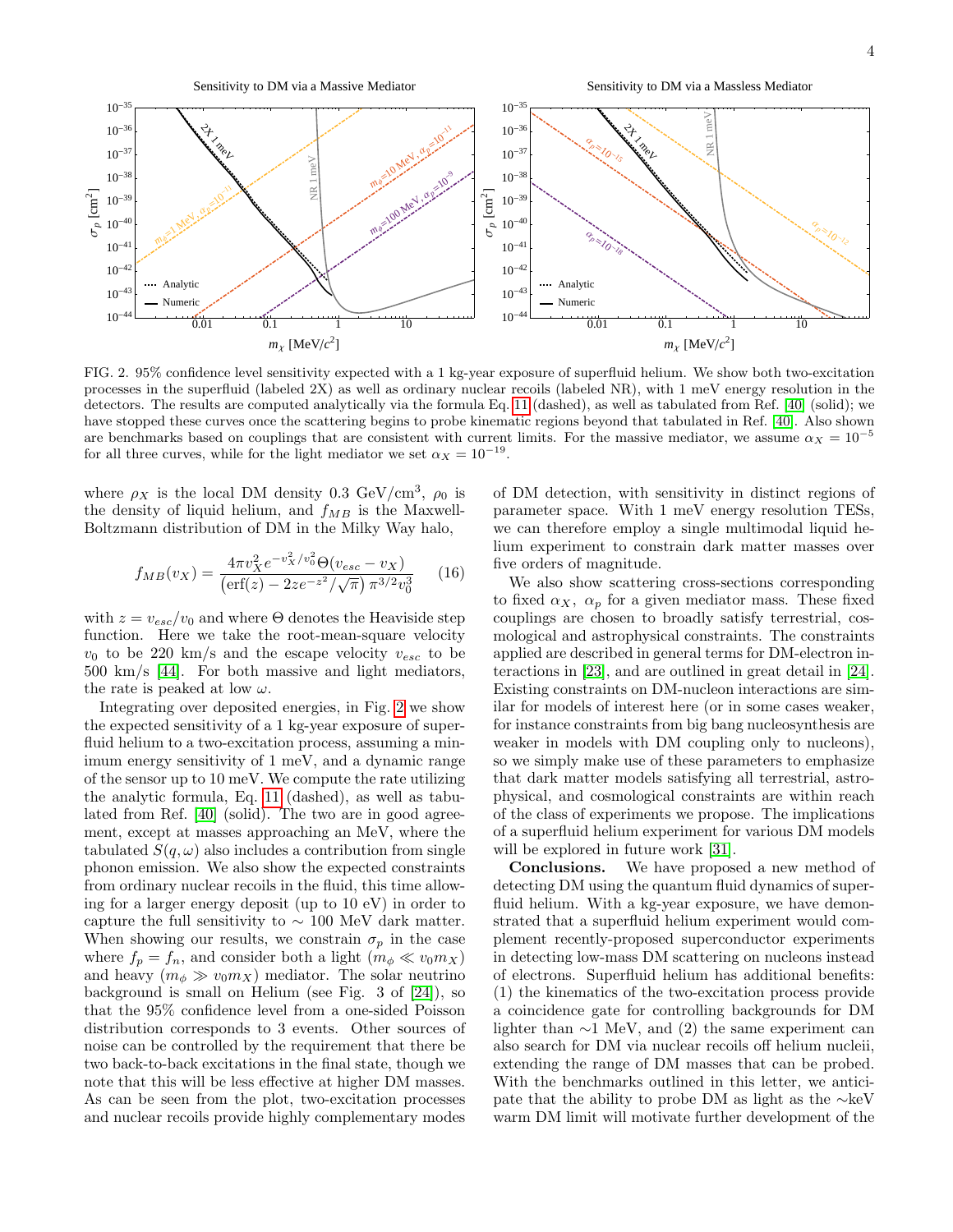FIG. 2. 95% confidence level sensitivity expected with a 1 kg-year exposure of superfluid helium. We show both two-excitation processes in the superfluid (labeled 2X) as well as ordinary nuclear recoils (labeled NR), with 1 meV energy resolution in the detectors. The results are computed analytically via the formula Eq. 11 (dashed), as well as tabulated from Ref. [40] (solid); we have stopped these curves once the scattering begins to probe kinematic regions beyond that tabulated in Ref. [40]. Also shown are benchmarks based on couplings that are consistent with current limits. For the massive mediator, we assume $\alpha_X = 10^{-5}$ for all three curves, while for the light mediator we set $\alpha_X = 10^{-19}$.

where $\rho_X$ is the local DM density 0.3 GeV/cm$^3$, $\rho_0$ is the density of liquid helium, and $f_{MB}$ is the Maxwell-Boltzmann distribution of DM in the Milky Way halo,

$$f_{MB}(v_X) = \frac{4\pi v_X^2 e^{-v_X^2/v_0^2}\Theta(v_{esc} - v_X)}{\left(\text{erf}(z) - 2ze^{-z^2}/\sqrt{\pi}\right)\pi^{3/2}v_0^3} \quad (16)$$

with $z = v_{esc}/v_0$ and where $\Theta$ denotes the Heaviside step function. Here we take the root-mean-square velocity $v_0$ to be 220 km/s and the escape velocity $v_{esc}$ to be 500 km/s [44]. For both massive and light mediators, the rate is peaked at low $\omega$.

Integrating over deposited energies, in Fig. 2 we show the expected sensitivity of a 1 kg-year exposure of superfluid helium to a two-excitation process, assuming a minimum energy sensitivity of 1 meV, and a dynamic range of the sensor up to 10 meV. We compute the rate utilizing the analytic formula, Eq. 11 (dashed), as well as tabulated from Ref. [40] (solid). The two are in good agreement, except at masses approaching an MeV, where the tabulated $S(q, \omega)$ also includes a contribution from single phonon emission. We also show the expected constraints from ordinary nuclear recoils in the fluid, this time allowing for a larger energy deposit (up to 10 eV) in order to capture the full sensitivity to $\sim 100$ MeV dark matter. When showing our results, we constrain $\sigma_p$ in the case where $f_p = f_n$, and consider both a light ($m_\phi \ll v_0 m_X$) and heavy ($m_\phi \gg v_0 m_X$) mediator. The solar neutrino background is small on Helium (see Fig. 3 of [24]), so that the 95% confidence level from a one-sided Poisson distribution corresponds to 3 events. Other sources of noise can be controlled by the requirement that there be two back-to-back excitations in the final state, though we note that this will be less effective at higher DM masses. As can be seen from the plot, two-excitation processes and nuclear recoils provide highly complementary modes of DM detection, with sensitivity in distinct regions of parameter space. With 1 meV energy resolution TESs, we can therefore employ a single multimodal liquid helium experiment to constrain dark matter masses over five orders of magnitude.

We also show scattering cross-sections corresponding to fixed $\alpha_X$, $\alpha_p$ for a given mediator mass. These fixed couplings are chosen to broadly satisfy terrestrial, cosmological and astrophysical constraints. The constraints applied are described in general terms for DM-electron interactions in [23], and are outlined in great detail in [24]. Existing constraints on DM-nucleon interactions are similar for models of interest here (or in some cases weaker, for instance constraints from big bang nucleosynthesis are weaker in models with DM coupling only to nucleons), so we simply make use of these parameters to emphasize that dark matter models satisfying all terrestrial, astrophysical, and cosmological constraints are within reach of the class of experiments we propose. The implications of a superfluid helium experiment for various DM models will be explored in future work [31].

**Conclusions.** We have proposed a new method of detecting DM using the quantum fluid dynamics of superfluid helium. With a kg-year exposure, we have demonstrated that a superfluid helium experiment would complement recently-proposed superconductor experiments in detecting low-mass DM scattering on nucleons instead of electrons. Superfluid helium has additional benefits: (1) the kinematics of the two-excitation process provide a coincidence gate for controlling backgrounds for DM lighter than $\sim$1 MeV, and (2) the same experiment can also search for DM via nuclear recoils off helium nucleii, extending the range of DM masses that can be probed. With the benchmarks outlined in this letter, we anticipate that the ability to probe DM as light as the $\sim$keV warm DM limit will motivate further development of the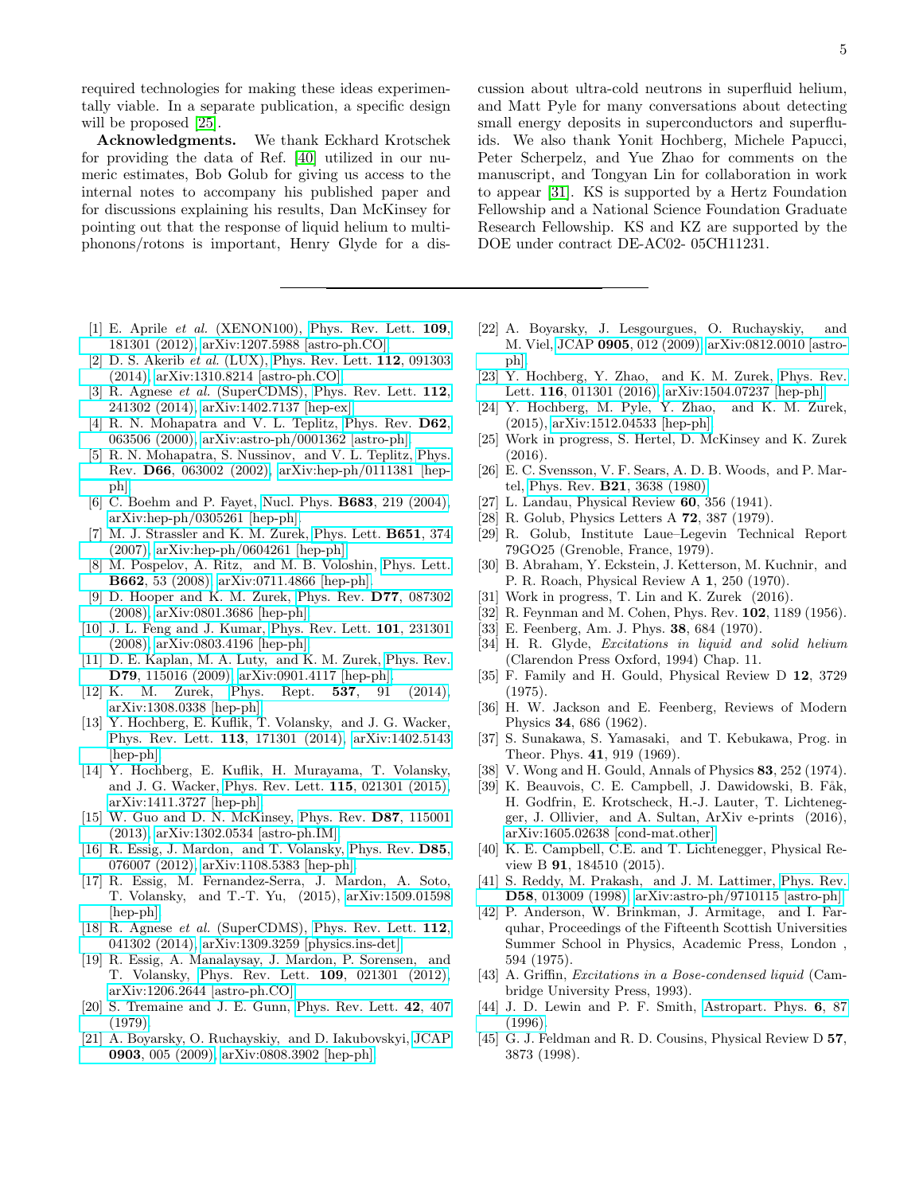required technologies for making these ideas experimentally viable. In a separate publication, a specific design will be proposed [25].

**Acknowledgments.** We thank Eckhard Krotschek for providing the data of Ref. [40] utilized in our numeric estimates, Bob Golub for giving us access to the internal notes to accompany his published paper and for discussions explaining his results, Dan McKinsey for pointing out that the response of liquid helium to multiphonons/rotons is important, Henry Glyde for a discussion about ultra-cold neutrons in superfluid helium, and Matt Pyle for many conversations about detecting small energy deposits in superconductors and superfluids. We also thank Yonit Hochberg, Michele Papucci, Peter Scherpelz, and Yue Zhao for comments on the manuscript, and Tongyan Lin for collaboration in work to appear [31]. KS is supported by a Hertz Foundation Fellowship and a National Science Foundation Graduate Research Fellowship. KS and KZ are supported by the DOE under contract DE-AC02- 05CH11231.

---

[1] E. Aprile *et al.* (XENON100), Phys. Rev. Lett. **109**, 181301 (2012), arXiv:1207.5988 [astro-ph.CO].

[2] D. S. Akerib *et al.* (LUX), Phys. Rev. Lett. **112**, 091303 (2014), arXiv:1310.8214 [astro-ph.CO].

[3] R. Agnese *et al.* (SuperCDMS), Phys. Rev. Lett. **112**, 241302 (2014), arXiv:1402.7137 [hep-ex].

[4] R. N. Mohapatra and V. L. Teplitz, Phys. Rev. **D62**, 063506 (2000), arXiv:astro-ph/0001362 [astro-ph].

[5] R. N. Mohapatra, S. Nussinov, and V. L. Teplitz, Phys. Rev. **D66**, 063002 (2002), arXiv:hep-ph/0111381 [hep-ph].

[6] C. Boehm and P. Fayet, Nucl. Phys. **B683**, 219 (2004), arXiv:hep-ph/0305261 [hep-ph].

[7] M. J. Strassler and K. M. Zurek, Phys. Lett. **B651**, 374 (2007), arXiv:hep-ph/0604261 [hep-ph].

[8] M. Pospelov, A. Ritz, and M. B. Voloshin, Phys. Lett. **B662**, 53 (2008), arXiv:0711.4866 [hep-ph].

[9] D. Hooper and K. M. Zurek, Phys. Rev. **D77**, 087302 (2008), arXiv:0801.3686 [hep-ph].

[10] J. L. Feng and J. Kumar, Phys. Rev. Lett. **101**, 231301 (2008), arXiv:0803.4196 [hep-ph].

[11] D. E. Kaplan, M. A. Luty, and K. M. Zurek, Phys. Rev. **D79**, 115016 (2009), arXiv:0901.4117 [hep-ph].

[12] K. M. Zurek, Phys. Rept. **537**, 91 (2014), arXiv:1308.0338 [hep-ph].

[13] Y. Hochberg, E. Kuflik, T. Volansky, and J. G. Wacker, Phys. Rev. Lett. **113**, 171301 (2014), arXiv:1402.5143 [hep-ph].

[14] Y. Hochberg, E. Kuflik, H. Murayama, T. Volansky, and J. G. Wacker, Phys. Rev. Lett. **115**, 021301 (2015), arXiv:1411.3727 [hep-ph].

[15] W. Guo and D. N. McKinsey, Phys. Rev. **D87**, 115001 (2013), arXiv:1302.0534 [astro-ph.IM].

[16] R. Essig, J. Mardon, and T. Volansky, Phys. Rev. **D85**, 076007 (2012), arXiv:1108.5383 [hep-ph].

[17] R. Essig, M. Fernandez-Serra, J. Mardon, A. Soto, T. Volansky, and T.-T. Yu, (2015), arXiv:1509.01598 [hep-ph].

[18] R. Agnese *et al.* (SuperCDMS), Phys. Rev. Lett. **112**, 041302 (2014), arXiv:1309.3259 [physics.ins-det].

[19] R. Essig, A. Manalaysay, J. Mardon, P. Sorensen, and T. Volansky, Phys. Rev. Lett. **109**, 021301 (2012), arXiv:1206.2644 [astro-ph.CO].

[20] S. Tremaine and J. E. Gunn, Phys. Rev. Lett. **42**, 407 (1979).

[21] A. Boyarsky, O. Ruchayskiy, and D. Iakubovskyi, JCAP **0903**, 005 (2009), arXiv:0808.3902 [hep-ph].

[22] A. Boyarsky, J. Lesgourgues, O. Ruchayskiy, and M. Viel, JCAP **0905**, 012 (2009), arXiv:0812.0010 [astro-ph].

[23] Y. Hochberg, Y. Zhao, and K. M. Zurek, Phys. Rev. Lett. **116**, 011301 (2016), arXiv:1504.07237 [hep-ph].

[24] Y. Hochberg, M. Pyle, Y. Zhao, and K. M. Zurek, (2015), arXiv:1512.04533 [hep-ph].

[25] Work in progress, S. Hertel, D. McKinsey and K. Zurek (2016).

[26] E. C. Svensson, V. F. Sears, A. D. B. Woods, and P. Martel, Phys. Rev. **B21**, 3638 (1980).

[27] L. Landau, Physical Review **60**, 356 (1941).

[28] R. Golub, Physics Letters A **72**, 387 (1979).

[29] R. Golub, Institute Laue–Legevin Technical Report 79GO25 (Grenoble, France, 1979).

[30] B. Abraham, Y. Eckstein, J. Ketterson, M. Kuchnir, and P. R. Roach, Physical Review A **1**, 250 (1970).

[31] Work in progress, T. Lin and K. Zurek (2016).

[32] R. Feynman and M. Cohen, Phys. Rev. **102**, 1189 (1956).

[33] E. Feenberg, Am. J. Phys. **38**, 684 (1970).

[34] H. R. Glyde, *Excitations in liquid and solid helium* (Clarendon Press Oxford, 1994) Chap. 11.

[35] F. Family and H. Gould, Physical Review D **12**, 3729 (1975).

[36] H. W. Jackson and E. Feenberg, Reviews of Modern Physics **34**, 686 (1962).

[37] S. Sunakawa, S. Yamasaki, and T. Kebukawa, Prog. in Theor. Phys. **41**, 919 (1969).

[38] V. Wong and H. Gould, Annals of Physics **83**, 252 (1974).

[39] K. Beauvois, C. E. Campbell, J. Dawidowski, B. Fåk, H. Godfrin, E. Krotscheck, H.-J. Lauter, T. Lichtenegger, J. Ollivier, and A. Sultan, ArXiv e-prints (2016), arXiv:1605.02638 [cond-mat.other].

[40] K. E. Campbell, C.E. and T. Lichtenegger, Physical Review B **91**, 184510 (2015).

[41] S. Reddy, M. Prakash, and J. M. Lattimer, Phys. Rev. **D58**, 013009 (1998), arXiv:astro-ph/9710115 [astro-ph].

[42] P. Anderson, W. Brinkman, J. Armitage, and J. Farquhar, Proceedings of the Fifteenth Scottish Universities Summer School in Physics, Academic Press, London , 594 (1975).

[43] A. Griffin, *Excitations in a Bose-condensed liquid* (Cambridge University Press, 1993).

[44] J. D. Lewin and P. F. Smith, Astropart. Phys. **6**, 87 (1996).

[45] G. J. Feldman and R. D. Cousins, Physical Review D **57**, 3873 (1998).